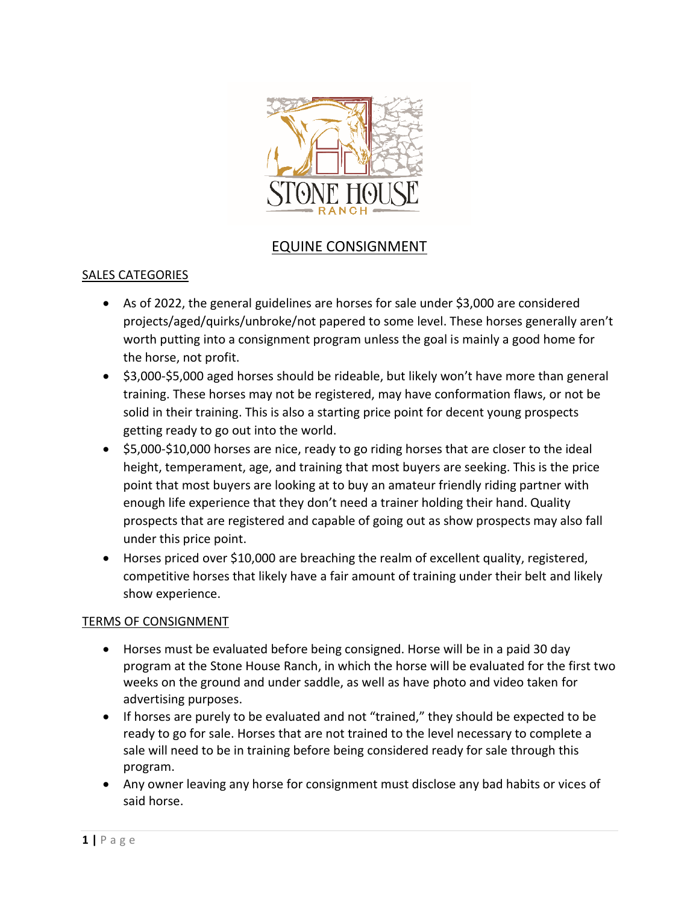# EQUINE CONSIGNMENT

## SALES CATEGORIES

- As of 2022, the general guidelines are horses for sale under $3,000 are considered projects/aged/quirks/unbroke/not papered to some level. These horses generally aren't worth putting into a consignment program unless the goal is mainly a good home for the horse, not profit.
- $3,000-$5,000 aged horses should be rideable, but likely won't have more than general training. These horses may not be registered, may have conformation flaws, or not be solid in their training. This is also a starting price point for decent young prospects getting ready to go out into the world.
- $5,000-$10,000 horses are nice, ready to go riding horses that are closer to the ideal height, temperament, age, and training that most buyers are seeking. This is the price point that most buyers are looking at to buy an amateur friendly riding partner with enough life experience that they don't need a trainer holding their hand. Quality prospects that are registered and capable of going out as show prospects may also fall under this price point.
- Horses priced over $10,000 are breaching the realm of excellent quality, registered, competitive horses that likely have a fair amount of training under their belt and likely show experience.

## TERMS OF CONSIGNMENT

- Horses must be evaluated before being consigned. Horse will be in a paid 30 day program at the Stone House Ranch, in which the horse will be evaluated for the first two weeks on the ground and under saddle, as well as have photo and video taken for advertising purposes.
- If horses are purely to be evaluated and not "trained," they should be expected to be ready to go for sale. Horses that are not trained to the level necessary to complete a sale will need to be in training before being considered ready for sale through this program.
- Any owner leaving any horse for consignment must disclose any bad habits or vices of said horse.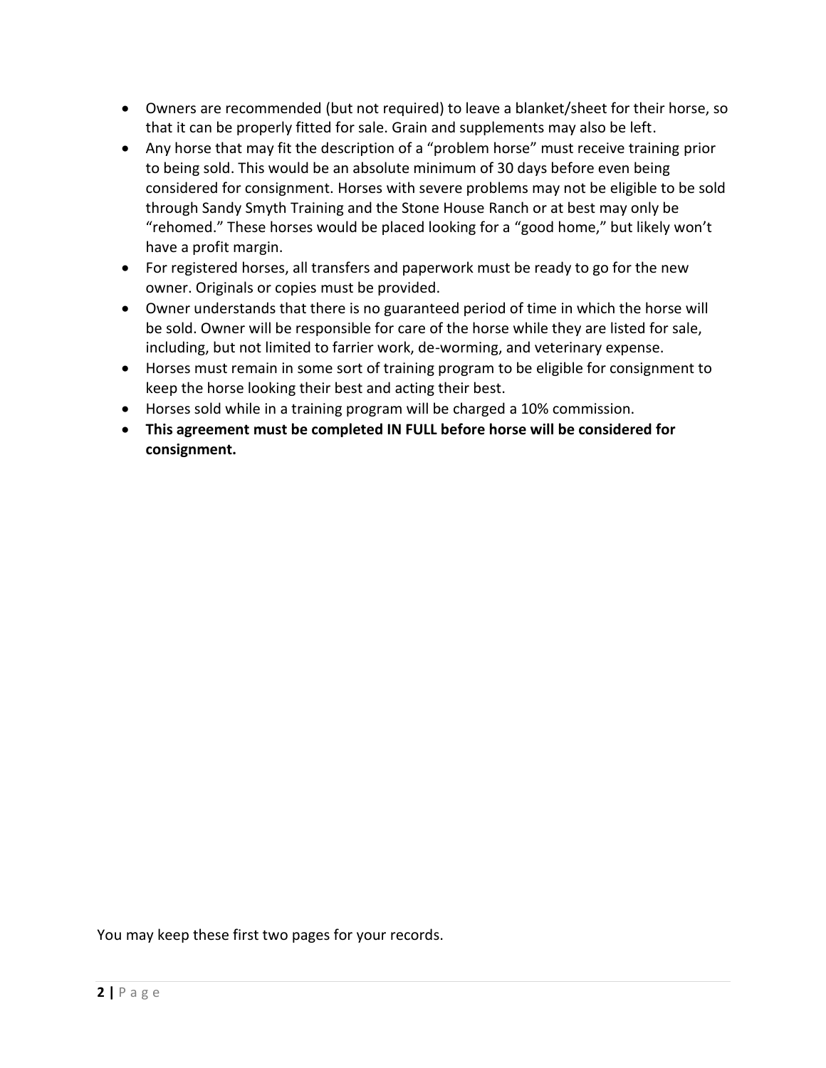- Owners are recommended (but not required) to leave a blanket/sheet for their horse, so that it can be properly fitted for sale. Grain and supplements may also be left.
- Any horse that may fit the description of a "problem horse" must receive training prior to being sold. This would be an absolute minimum of 30 days before even being considered for consignment. Horses with severe problems may not be eligible to be sold through Sandy Smyth Training and the Stone House Ranch or at best may only be "rehomed." These horses would be placed looking for a "good home," but likely won't have a profit margin.
- For registered horses, all transfers and paperwork must be ready to go for the new owner. Originals or copies must be provided.
- Owner understands that there is no guaranteed period of time in which the horse will be sold. Owner will be responsible for care of the horse while they are listed for sale, including, but not limited to farrier work, de-worming, and veterinary expense.
- Horses must remain in some sort of training program to be eligible for consignment to keep the horse looking their best and acting their best.
- Horses sold while in a training program will be charged a 10% commission.
- **This agreement must be completed IN FULL before horse will be considered for consignment.**

You may keep these first two pages for your records.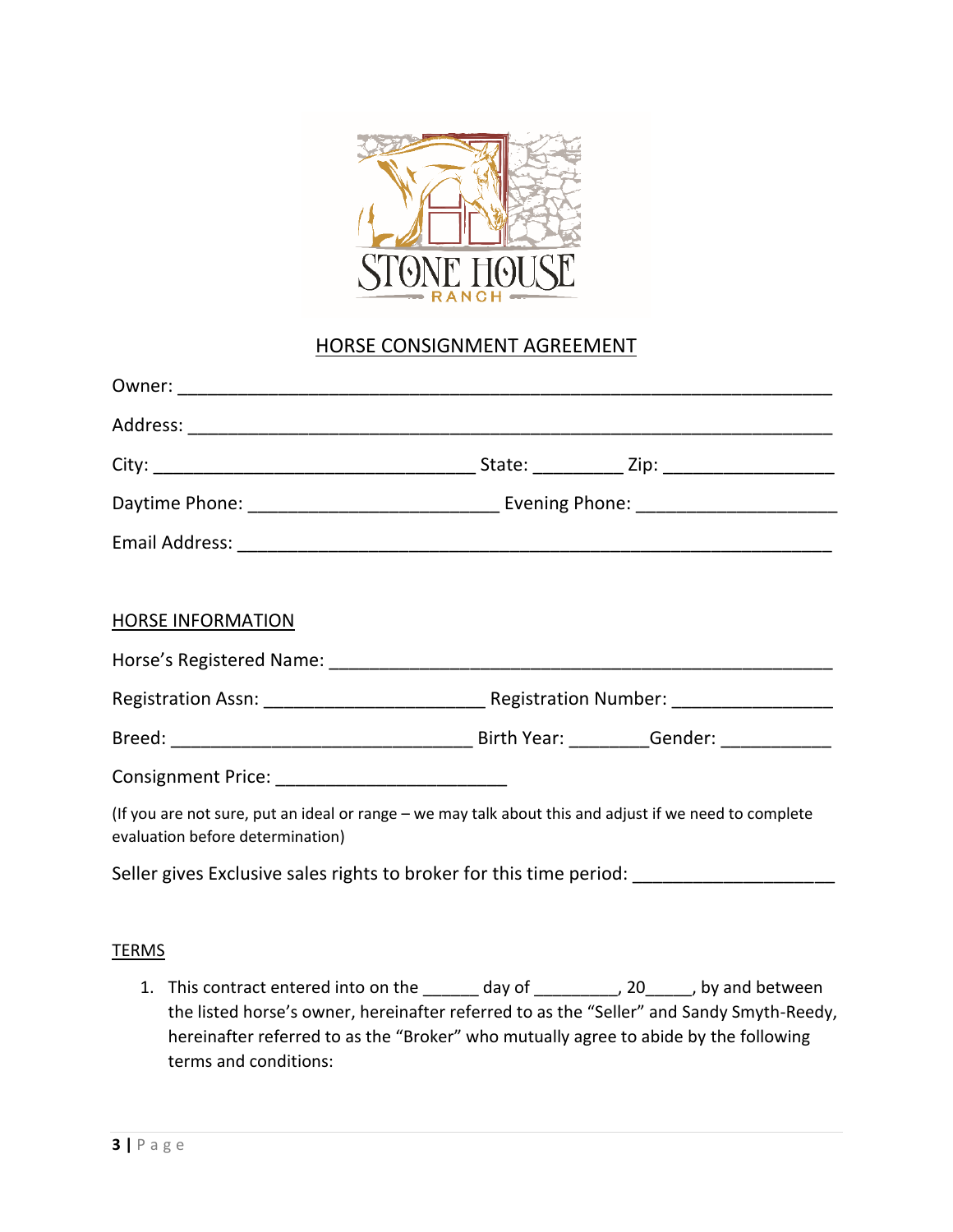STONE HOUSE RANCH

# HORSE CONSIGNMENT AGREEMENT

Owner: ___________________________________________________________________

Address: _________________________________________________________________

City: ________________________________ State: _________ Zip: _________________

Daytime Phone: ________________________ Evening Phone: ____________________

Email Address: ____________________________________________________________

## HORSE INFORMATION

Horse's Registered Name: ___________________________________________________

Registration Assn: ______________________ Registration Number: ________________

Breed: ______________________________ Birth Year: ________Gender: ___________

Consignment Price: _______________________

(If you are not sure, put an ideal or range – we may talk about this and adjust if we need to complete evaluation before determination)

Seller gives Exclusive sales rights to broker for this time period: ___________________

## TERMS

1. This contract entered into on the ______ day of _________, 20_____, by and between the listed horse's owner, hereinafter referred to as the "Seller" and Sandy Smyth-Reedy, hereinafter referred to as the "Broker" who mutually agree to abide by the following terms and conditions: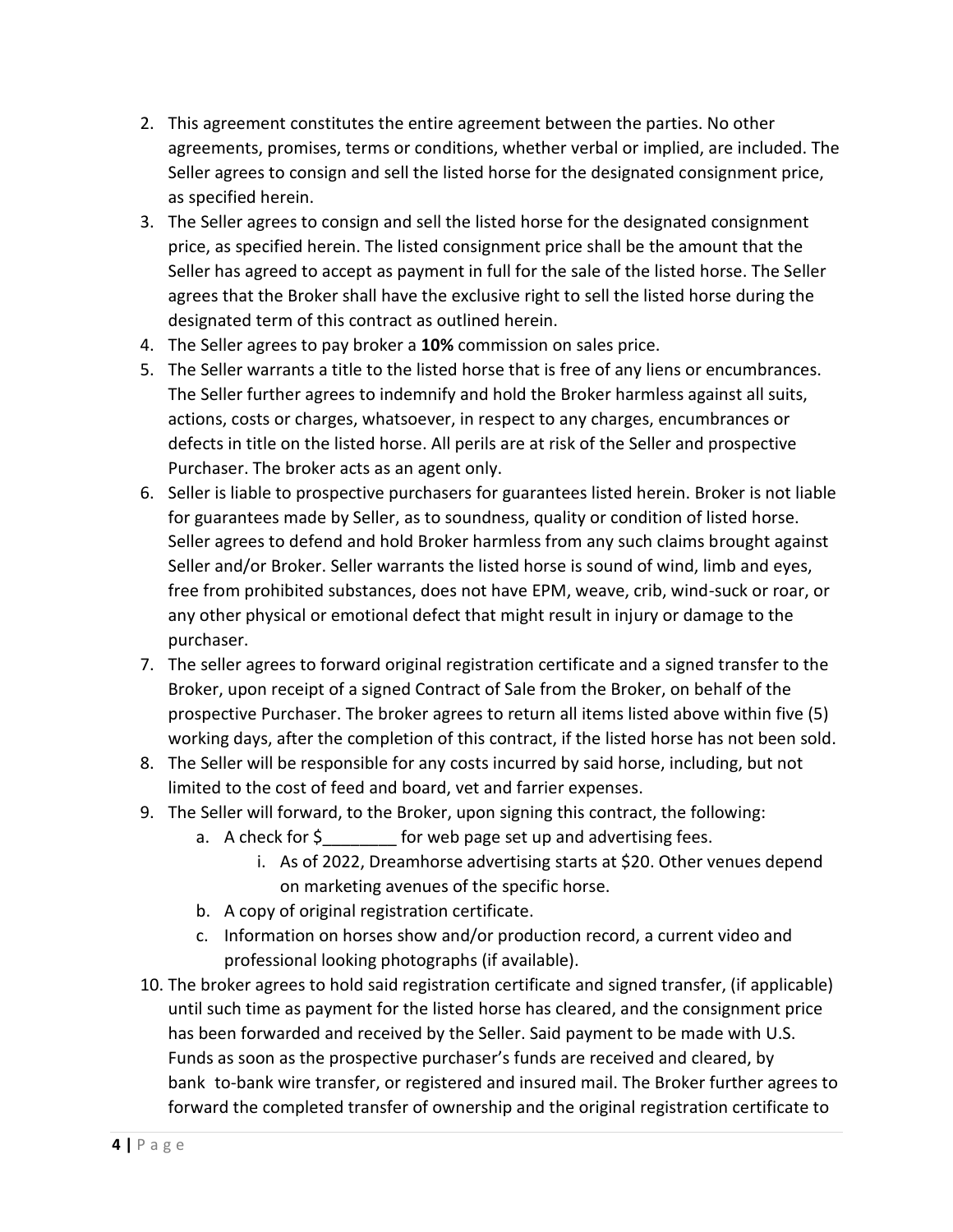2. This agreement constitutes the entire agreement between the parties. No other agreements, promises, terms or conditions, whether verbal or implied, are included. The Seller agrees to consign and sell the listed horse for the designated consignment price, as specified herein.
3. The Seller agrees to consign and sell the listed horse for the designated consignment price, as specified herein. The listed consignment price shall be the amount that the Seller has agreed to accept as payment in full for the sale of the listed horse. The Seller agrees that the Broker shall have the exclusive right to sell the listed horse during the designated term of this contract as outlined herein.
4. The Seller agrees to pay broker a **10%** commission on sales price.
5. The Seller warrants a title to the listed horse that is free of any liens or encumbrances. The Seller further agrees to indemnify and hold the Broker harmless against all suits, actions, costs or charges, whatsoever, in respect to any charges, encumbrances or defects in title on the listed horse. All perils are at risk of the Seller and prospective Purchaser. The broker acts as an agent only.
6. Seller is liable to prospective purchasers for guarantees listed herein. Broker is not liable for guarantees made by Seller, as to soundness, quality or condition of listed horse. Seller agrees to defend and hold Broker harmless from any such claims brought against Seller and/or Broker. Seller warrants the listed horse is sound of wind, limb and eyes, free from prohibited substances, does not have EPM, weave, crib, wind-suck or roar, or any other physical or emotional defect that might result in injury or damage to the purchaser.
7. The seller agrees to forward original registration certificate and a signed transfer to the Broker, upon receipt of a signed Contract of Sale from the Broker, on behalf of the prospective Purchaser. The broker agrees to return all items listed above within five (5) working days, after the completion of this contract, if the listed horse has not been sold.
8. The Seller will be responsible for any costs incurred by said horse, including, but not limited to the cost of feed and board, vet and farrier expenses.
9. The Seller will forward, to the Broker, upon signing this contract, the following:
   a. A check for $________ for web page set up and advertising fees.
      i. As of 2022, Dreamhorse advertising starts at $20. Other venues depend on marketing avenues of the specific horse.
   b. A copy of original registration certificate.
   c. Information on horses show and/or production record, a current video and professional looking photographs (if available).
10. The broker agrees to hold said registration certificate and signed transfer, (if applicable) until such time as payment for the listed horse has cleared, and the consignment price has been forwarded and received by the Seller. Said payment to be made with U.S. Funds as soon as the prospective purchaser's funds are received and cleared, by bank to-bank wire transfer, or registered and insured mail. The Broker further agrees to forward the completed transfer of ownership and the original registration certificate to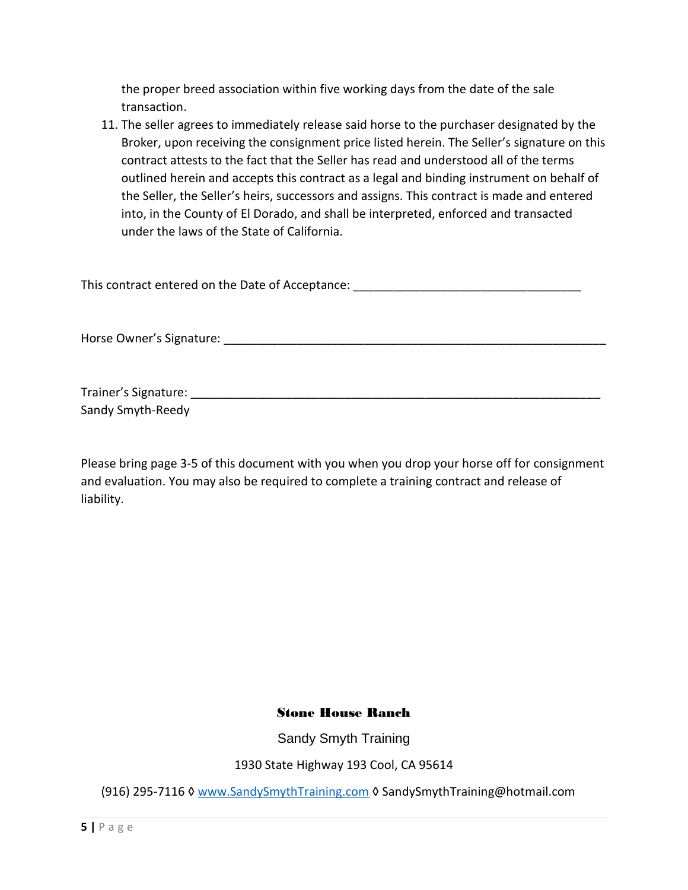the proper breed association within five working days from the date of the sale transaction.

11. The seller agrees to immediately release said horse to the purchaser designated by the Broker, upon receiving the consignment price listed herein. The Seller's signature on this contract attests to the fact that the Seller has read and understood all of the terms outlined herein and accepts this contract as a legal and binding instrument on behalf of the Seller, the Seller's heirs, successors and assigns. This contract is made and entered into, in the County of El Dorado, and shall be interpreted, enforced and transacted under the laws of the State of California.

This contract entered on the Date of Acceptance: ___________________________________

Horse Owner's Signature: ___________________________________________________________

Trainer's Signature: _______________________________________________________________
Sandy Smyth-Reedy

Please bring page 3-5 of this document with you when you drop your horse off for consignment and evaluation. You may also be required to complete a training contract and release of liability.

**Stone House Ranch**

Sandy Smyth Training

1930 State Highway 193 Cool, CA 95614

(916) 295-7116 ◊ www.SandySmythTraining.com ◊ SandySmythTraining@hotmail.com